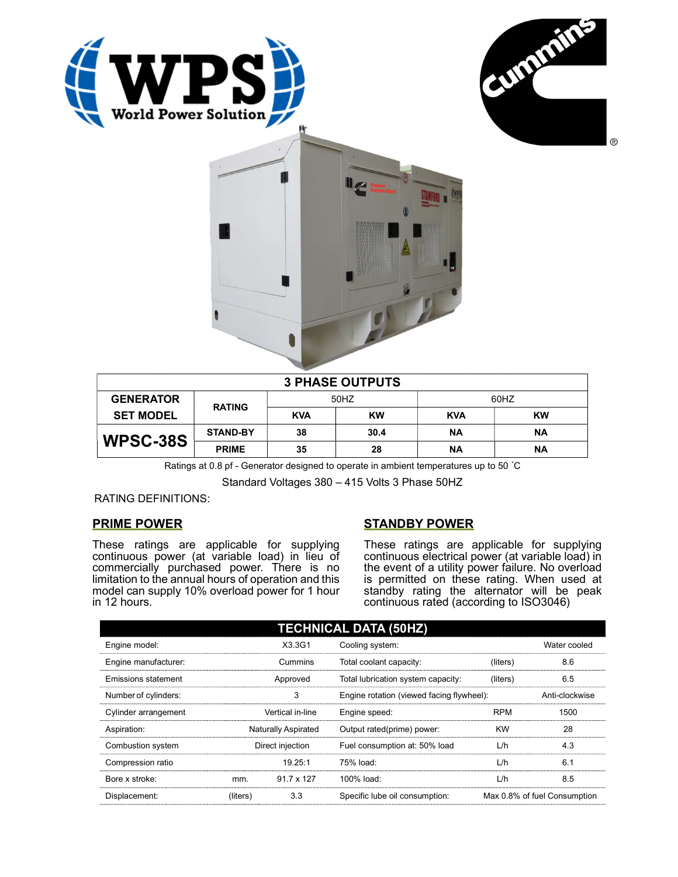| 3 PHASE OUTPUTS | | | | | |
|---|---|---|---|---|---|
| GENERATOR SET MODEL | RATING | 50HZ | | 60HZ | |
| | | KVA | KW | KVA | KW |
| WPSC-38S | STAND-BY | 38 | 30.4 | NA | NA |
| | PRIME | 35 | 28 | NA | NA |

Ratings at 0.8 pf - Generator designed to operate in ambient temperatures up to 50 ˚C

Standard Voltages 380 – 415 Volts 3 Phase 50HZ

RATING DEFINITIONS:

## PRIME POWER

These ratings are applicable for supplying continuous power (at variable load) in lieu of commercially purchased power. There is no limitation to the annual hours of operation and this model can supply 10% overload power for 1 hour in 12 hours.

## STANDBY POWER

These ratings are applicable for supplying continuous electrical power (at variable load) in the event of a utility power failure. No overload is permitted on these rating. When used at standby rating the alternator will be peak continuous rated (according to ISO3046)

| TECHNICAL DATA (50HZ) | | | | | |
|---|---|---|---|---|---|
| Engine model: | | X3.3G1 | Cooling system: | | Water cooled |
| Engine manufacturer: | | Cummins | Total coolant capacity: | (liters) | 8.6 |
| Emissions statement | | Approved | Total lubrication system capacity: | (liters) | 6.5 |
| Number of cylinders: | | 3 | Engine rotation (viewed facing flywheel): | | Anti-clockwise |
| Cylinder arrangement | | Vertical in-line | Engine speed: | RPM | 1500 |
| Aspiration: | | Naturally Aspirated | Output rated(prime) power: | KW | 28 |
| Combustion system | | Direct injection | Fuel consumption at: 50% load | L/h | 4.3 |
| Compression ratio | | 19.25:1 | 75% load: | L/h | 6.1 |
| Bore x stroke: | mm. | 91.7 x 127 | 100% load: | L/h | 8.5 |
| Displacement: | (liters) | 3.3 | Specific lube oil consumption: | | Max 0.8% of fuel Consumption |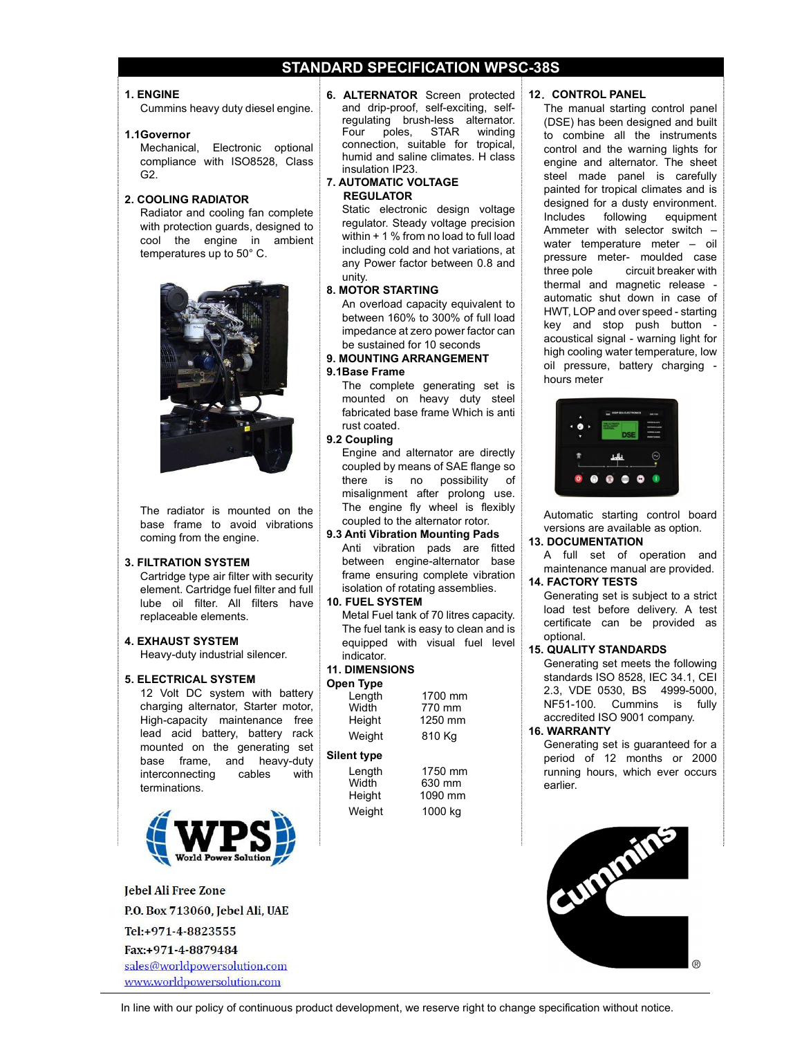# STANDARD SPECIFICATION WPSC-38S

## 1. ENGINE

Cummins heavy duty diesel engine.

### 1.1Governor

Mechanical, Electronic optional compliance with ISO8528, Class G2.

## 2. COOLING RADIATOR

Radiator and cooling fan complete with protection guards, designed to cool the engine in ambient temperatures up to 50° C.

The radiator is mounted on the base frame to avoid vibrations coming from the engine.

## 3. FILTRATION SYSTEM

Cartridge type air filter with security element. Cartridge fuel filter and full lube oil filter. All filters have replaceable elements.

## 4. EXHAUST SYSTEM

Heavy-duty industrial silencer.

## 5. ELECTRICAL SYSTEM

12 Volt DC system with battery charging alternator, Starter motor, High-capacity maintenance free lead acid battery, battery rack mounted on the generating set base frame, and heavy-duty interconnecting cables with terminations.

## 6. ALTERNATOR

Screen protected and drip-proof, self-exciting, self-regulating brush-less alternator. Four poles, STAR winding connection, suitable for tropical, humid and saline climates. H class insulation IP23.

## 7. AUTOMATIC VOLTAGE REGULATOR

Static electronic design voltage regulator. Steady voltage precision within + 1 % from no load to full load including cold and hot variations, at any Power factor between 0.8 and unity.

## 8. MOTOR STARTING

An overload capacity equivalent to between 160% to 300% of full load impedance at zero power factor can be sustained for 10 seconds

## 9. MOUNTING ARRANGEMENT

### 9.1Base Frame

The complete generating set is mounted on heavy duty steel fabricated base frame Which is anti rust coated.

### 9.2 Coupling

Engine and alternator are directly coupled by means of SAE flange so there is no possibility of misalignment after prolong use. The engine fly wheel is flexibly coupled to the alternator rotor.

### 9.3 Anti Vibration Mounting Pads

Anti vibration pads are fitted between engine-alternator base frame ensuring complete vibration isolation of rotating assemblies.

## 10. FUEL SYSTEM

Metal Fuel tank of 70 litres capacity. The fuel tank is easy to clean and is equipped with visual fuel level indicator.

## 11. DIMENSIONS

**Open Type**

| | |
|---|---|
| Length | 1700 mm |
| Width | 770 mm |
| Height | 1250 mm |
| Weight | 810 Kg |

**Silent type**

| | |
|---|---|
| Length | 1750 mm |
| Width | 630 mm |
| Height | 1090 mm |
| Weight | 1000 kg |

## 12. CONTROL PANEL

The manual starting control panel (DSE) has been designed and built to combine all the instruments control and the warning lights for engine and alternator. The sheet steel made panel is carefully painted for tropical climates and is designed for a dusty environment. Includes following equipment Ammeter with selector switch – water temperature meter – oil pressure meter- moulded case three pole circuit breaker with thermal and magnetic release - automatic shut down in case of HWT, LOP and over speed - starting key and stop push button - acoustical signal - warning light for high cooling water temperature, low oil pressure, battery charging - hours meter

Automatic starting control board versions are available as option.

## 13. DOCUMENTATION

A full set of operation and maintenance manual are provided.

## 14. FACTORY TESTS

Generating set is subject to a strict load test before delivery. A test certificate can be provided as optional.

## 15. QUALITY STANDARDS

Generating set meets the following standards ISO 8528, IEC 34.1, CEI 2.3, VDE 0530, BS 4999-5000, NF51-100. Cummins is fully accredited ISO 9001 company.

## 16. WARRANTY

Generating set is guaranteed for a period of 12 months or 2000 running hours, which ever occurs earlier.

WPS World Power Solution

Jebel Ali Free Zone
P.O. Box 713060, Jebel Ali, UAE
Tel:+971-4-8823555
Fax:+971-4-8879484
sales@worldpowersolution.com
www.worldpowersolution.com

Cummins®

In line with our policy of continuous product development, we reserve right to change specification without notice.